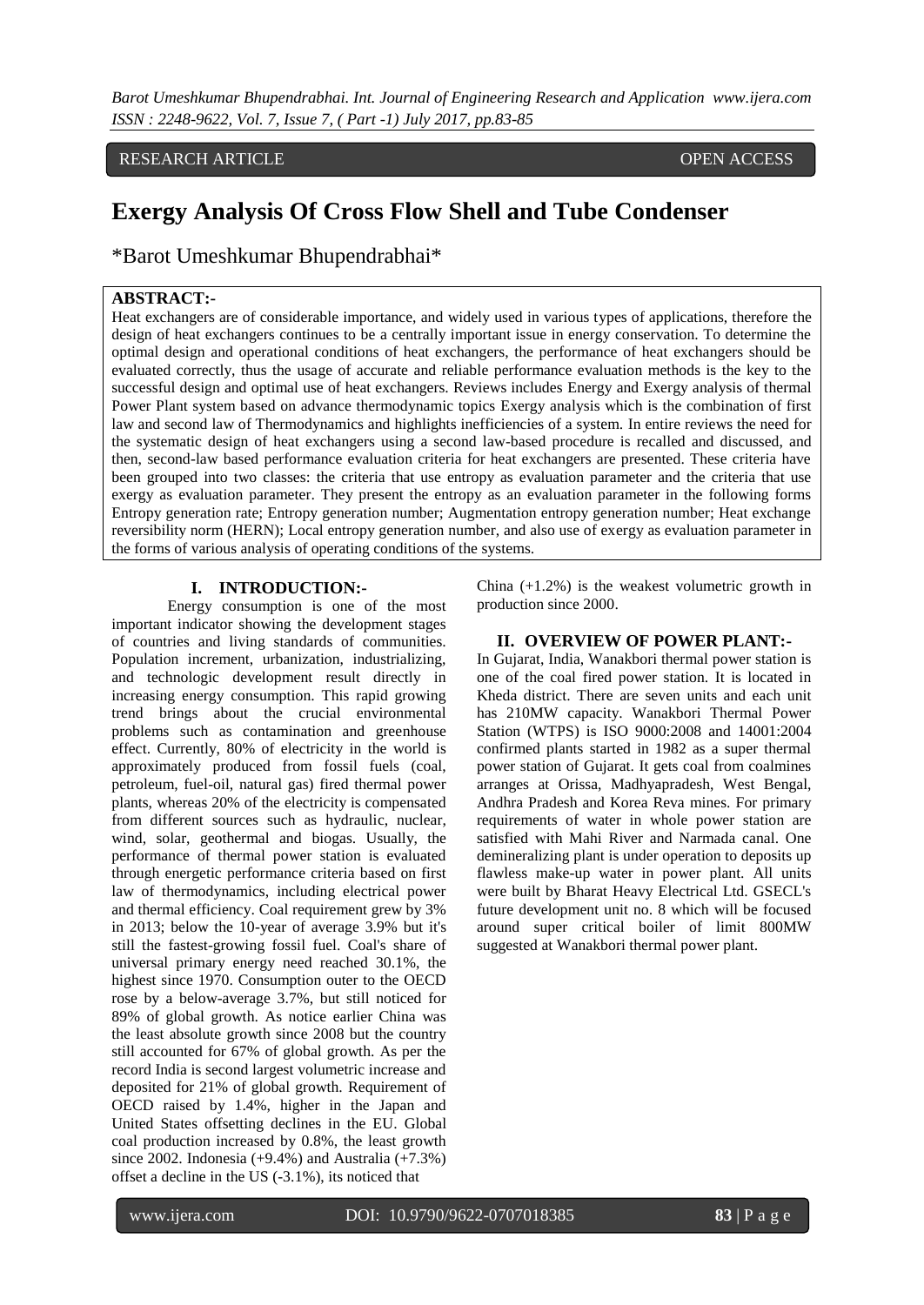RESEARCH ARTICLE OPEN ACCESS

# Exergy Analysis Of Cross Flow Shell and Tube Condenser

*Barot Umeshkumar Bhupendrabhai*

**ABSTRACT:-**

Heat exchangers are of considerable importance, and widely used in various types of applications, therefore the design of heat exchangers continues to be a centrally important issue in energy conservation. To determine the optimal design and operational conditions of heat exchangers, the performance of heat exchangers should be evaluated correctly, thus the usage of accurate and reliable performance evaluation methods is the key to the successful design and optimal use of heat exchangers. Reviews includes Energy and Exergy analysis of thermal Power Plant system based on advance thermodynamic topics Exergy analysis which is the combination of first law and second law of Thermodynamics and highlights inefficiencies of a system. In entire reviews the need for the systematic design of heat exchangers using a second law-based procedure is recalled and discussed, and then, second-law based performance evaluation criteria for heat exchangers are presented. These criteria have been grouped into two classes: the criteria that use entropy as evaluation parameter and the criteria that use exergy as evaluation parameter. They present the entropy as an evaluation parameter in the following forms Entropy generation rate; Entropy generation number; Augmentation entropy generation number; Heat exchange reversibility norm (HERN); Local entropy generation number, and also use of exergy as evaluation parameter in the forms of various analysis of operating conditions of the systems.

## I. INTRODUCTION:-

Energy consumption is one of the most important indicator showing the development stages of countries and living standards of communities. Population increment, urbanization, industrializing, and technologic development result directly in increasing energy consumption. This rapid growing trend brings about the crucial environmental problems such as contamination and greenhouse effect. Currently, 80% of electricity in the world is approximately produced from fossil fuels (coal, petroleum, fuel-oil, natural gas) fired thermal power plants, whereas 20% of the electricity is compensated from different sources such as hydraulic, nuclear, wind, solar, geothermal and biogas. Usually, the performance of thermal power station is evaluated through energetic performance criteria based on first law of thermodynamics, including electrical power and thermal efficiency. Coal requirement grew by 3% in 2013; below the 10-year of average 3.9% but it's still the fastest-growing fossil fuel. Coal's share of universal primary energy need reached 30.1%, the highest since 1970. Consumption outer to the OECD rose by a below-average 3.7%, but still noticed for 89% of global growth. As notice earlier China was the least absolute growth since 2008 but the country still accounted for 67% of global growth. As per the record India is second largest volumetric increase and deposited for 21% of global growth. Requirement of OECD raised by 1.4%, higher in the Japan and United States offsetting declines in the EU. Global coal production increased by 0.8%, the least growth since 2002. Indonesia (+9.4%) and Australia (+7.3%) offset a decline in the US (-3.1%), its noticed that China (+1.2%) is the weakest volumetric growth in production since 2000.

## II. OVERVIEW OF POWER PLANT:-

In Gujarat, India, Wanakbori thermal power station is one of the coal fired power station. It is located in Kheda district. There are seven units and each unit has 210MW capacity. Wanakbori Thermal Power Station (WTPS) is ISO 9000:2008 and 14001:2004 confirmed plants started in 1982 as a super thermal power station of Gujarat. It gets coal from coalmines arranges at Orissa, Madhyapradesh, West Bengal, Andhra Pradesh and Korea Reva mines. For primary requirements of water in whole power station are satisfied with Mahi River and Narmada canal. One demineralizing plant is under operation to deposits up flawless make-up water in power plant. All units were built by Bharat Heavy Electrical Ltd. GSECL's future development unit no. 8 which will be focused around super critical boiler of limit 800MW suggested at Wanakbori thermal power plant.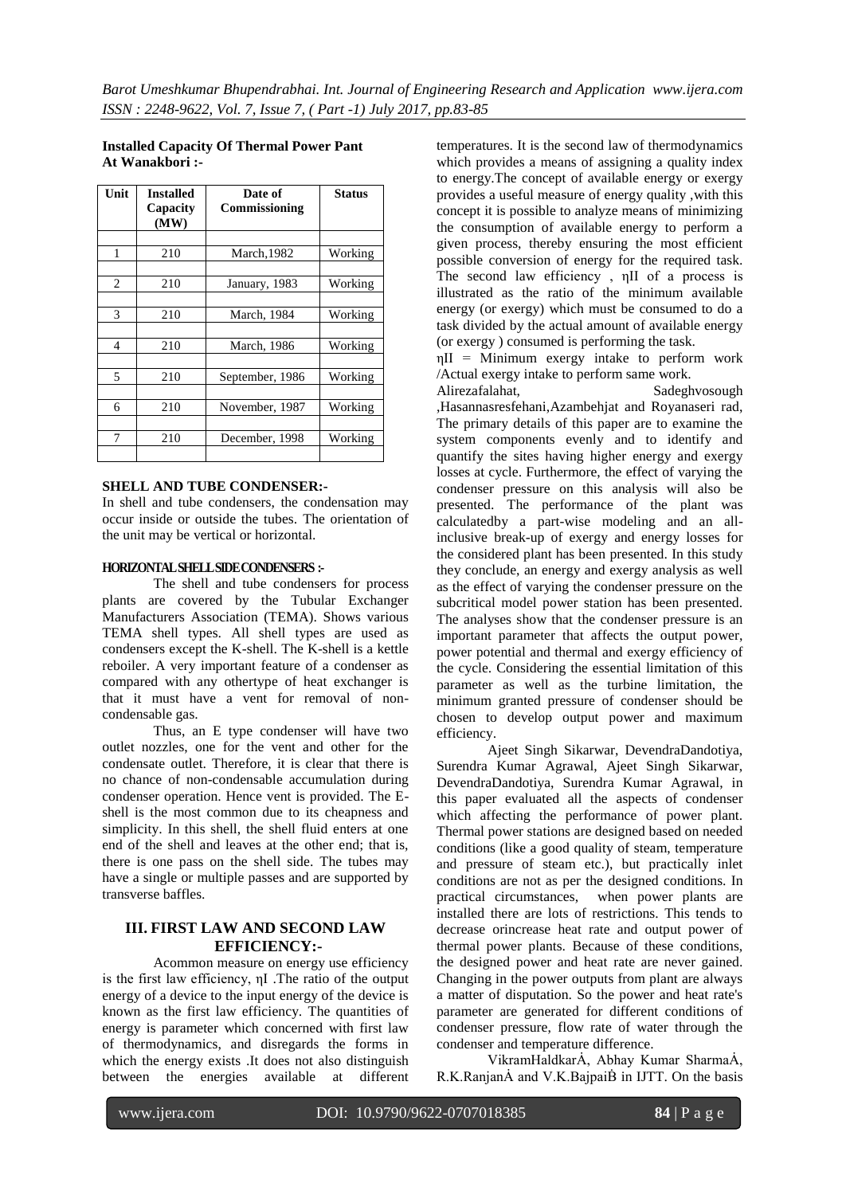**Installed Capacity Of Thermal Power Pant At Wanakbori :-**

| Unit | Installed Capacity (MW) | Date of Commissioning | Status |
|---|---|---|---|
| 1 | 210 | March,1982 | Working |
| 2 | 210 | January, 1983 | Working |
| 3 | 210 | March, 1984 | Working |
| 4 | 210 | March, 1986 | Working |
| 5 | 210 | September, 1986 | Working |
| 6 | 210 | November, 1987 | Working |
| 7 | 210 | December, 1998 | Working |

**SHELL AND TUBE CONDENSER:-**

In shell and tube condensers, the condensation may occur inside or outside the tubes. The orientation of the unit may be vertical or horizontal.

**HORIZONTAL SHELL SIDE CONDENSERS :-**

The shell and tube condensers for process plants are covered by the Tubular Exchanger Manufacturers Association (TEMA). Shows various TEMA shell types. All shell types are used as condensers except the K-shell. The K-shell is a kettle reboiler. A very important feature of a condenser as compared with any othertype of heat exchanger is that it must have a vent for removal of non-condensable gas.

Thus, an E type condenser will have two outlet nozzles, one for the vent and other for the condensate outlet. Therefore, it is clear that there is no chance of non-condensable accumulation during condenser operation. Hence vent is provided. The E-shell is the most common due to its cheapness and simplicity. In this shell, the shell fluid enters at one end of the shell and leaves at the other end; that is, there is one pass on the shell side. The tubes may have a single or multiple passes and are supported by transverse baffles.

## III. FIRST LAW AND SECOND LAW EFFICIENCY:-

Acommon measure on energy use efficiency is the first law efficiency, $\eta I$ .The ratio of the output energy of a device to the input energy of the device is known as the first law efficiency. The quantities of energy is parameter which concerned with first law of thermodynamics, and disregards the forms in which the energy exists .It does not also distinguish between the energies available at different temperatures. It is the second law of thermodynamics which provides a means of assigning a quality index to energy.The concept of available energy or exergy provides a useful measure of energy quality ,with this concept it is possible to analyze means of minimizing the consumption of available energy to perform a given process, thereby ensuring the most efficient possible conversion of energy for the required task. The second law efficiency , $\eta II$ of a process is illustrated as the ratio of the minimum available energy (or exergy) which must be consumed to do a task divided by the actual amount of available energy (or exergy ) consumed is performing the task.

$\eta II$ = Minimum exergy intake to perform work /Actual exergy intake to perform same work.

Alirezafalahat, Sadeghvosough ,Hasannasresfehani,Azambehjat and Royanaseri rad, The primary details of this paper are to examine the system components evenly and to identify and quantify the sites having higher energy and exergy losses at cycle. Furthermore, the effect of varying the condenser pressure on this analysis will also be presented. The performance of the plant was calculatedby a part-wise modeling and an all-inclusive break-up of exergy and energy losses for the considered plant has been presented. In this study they conclude, an energy and exergy analysis as well as the effect of varying the condenser pressure on the subcritical model power station has been presented. The analyses show that the condenser pressure is an important parameter that affects the output power, power potential and thermal and exergy efficiency of the cycle. Considering the essential limitation of this parameter as well as the turbine limitation, the minimum granted pressure of condenser should be chosen to develop output power and maximum efficiency.

Ajeet Singh Sikarwar, DevendraDandotiya, Surendra Kumar Agrawal, Ajeet Singh Sikarwar, DevendraDandotiya, Surendra Kumar Agrawal, in this paper evaluated all the aspects of condenser which affecting the performance of power plant. Thermal power stations are designed based on needed conditions (like a good quality of steam, temperature and pressure of steam etc.), but practically inlet conditions are not as per the designed conditions. In practical circumstances, when power plants are installed there are lots of restrictions. This tends to decrease orincrease heat rate and output power of thermal power plants. Because of these conditions, the designed power and heat rate are never gained. Changing in the power outputs from plant are always a matter of disputation. So the power and heat rate's parameter are generated for different conditions of condenser pressure, flow rate of water through the condenser and temperature difference.

VikramHaldkarȦ, Abhay Kumar SharmaȦ, R.K.RanjanȦ and V.K.BajpaiḂ in IJTT. On the basis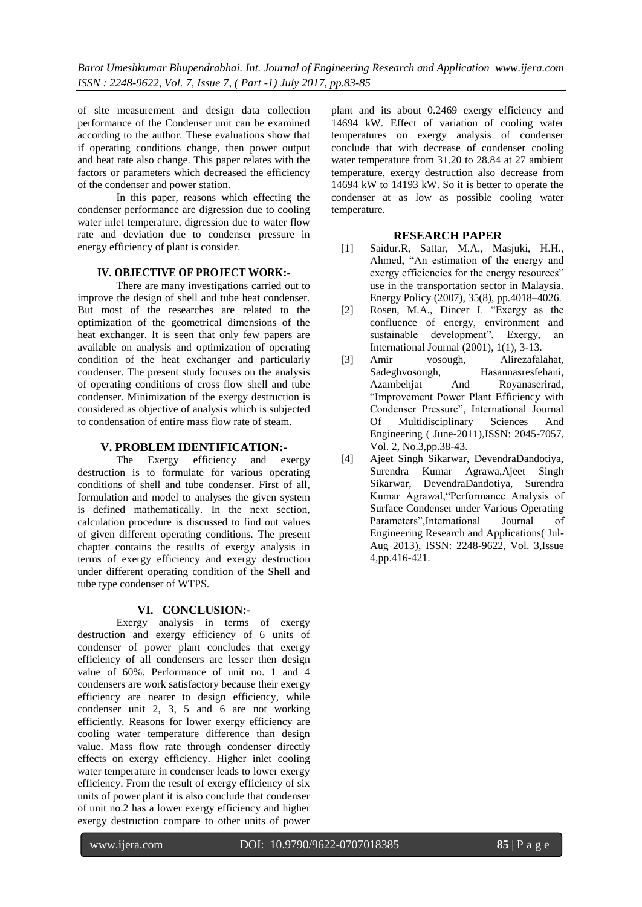of site measurement and design data collection performance of the Condenser unit can be examined according to the author. These evaluations show that if operating conditions change, then power output and heat rate also change. This paper relates with the factors or parameters which decreased the efficiency of the condenser and power station.

In this paper, reasons which effecting the condenser performance are digression due to cooling water inlet temperature, digression due to water flow rate and deviation due to condenser pressure in energy efficiency of plant is consider.

## IV. OBJECTIVE OF PROJECT WORK:-

There are many investigations carried out to improve the design of shell and tube heat condenser. But most of the researches are related to the optimization of the geometrical dimensions of the heat exchanger. It is seen that only few papers are available on analysis and optimization of operating condition of the heat exchanger and particularly condenser. The present study focuses on the analysis of operating conditions of cross flow shell and tube condenser. Minimization of the exergy destruction is considered as objective of analysis which is subjected to condensation of entire mass flow rate of steam.

## V. PROBLEM IDENTIFICATION:-

The Exergy efficiency and exergy destruction is to formulate for various operating conditions of shell and tube condenser. First of all, formulation and model to analyses the given system is defined mathematically. In the next section, calculation procedure is discussed to find out values of given different operating conditions. The present chapter contains the results of exergy analysis in terms of exergy efficiency and exergy destruction under different operating condition of the Shell and tube type condenser of WTPS.

## VI. CONCLUSION:-

Exergy analysis in terms of exergy destruction and exergy efficiency of 6 units of condenser of power plant concludes that exergy efficiency of all condensers are lesser then design value of 60%. Performance of unit no. 1 and 4 condensers are work satisfactory because their exergy efficiency are nearer to design efficiency, while condenser unit 2, 3, 5 and 6 are not working efficiently. Reasons for lower exergy efficiency are cooling water temperature difference than design value. Mass flow rate through condenser directly effects on exergy efficiency. Higher inlet cooling water temperature in condenser leads to lower exergy efficiency. From the result of exergy efficiency of six units of power plant it is also conclude that condenser of unit no.2 has a lower exergy efficiency and higher exergy destruction compare to other units of power plant and its about 0.2469 exergy efficiency and 14694 kW. Effect of variation of cooling water temperatures on exergy analysis of condenser conclude that with decrease of condenser cooling water temperature from 31.20 to 28.84 at 27 ambient temperature, exergy destruction also decrease from 14694 kW to 14193 kW. So it is better to operate the condenser at as low as possible cooling water temperature.

## RESEARCH PAPER

[1] Saidur.R, Sattar, M.A., Masjuki, H.H., Ahmed, "An estimation of the energy and exergy efficiencies for the energy resources" use in the transportation sector in Malaysia. Energy Policy (2007), 35(8), pp.4018–4026.

[2] Rosen, M.A., Dincer I. "Exergy as the confluence of energy, environment and sustainable development". Exergy, an International Journal (2001), 1(1), 3-13.

[3] Amir vosough, Alirezafalahat, Sadeghvosough, Hasannasresfehani, Azambehjat And Royanaserirad, "Improvement Power Plant Efficiency with Condenser Pressure", International Journal Of Multidisciplinary Sciences And Engineering ( June-2011),ISSN: 2045-7057, Vol. 2, No.3,pp.38-43.

[4] Ajeet Singh Sikarwar, DevendraDandotiya, Surendra Kumar Agrawa,Ajeet Singh Sikarwar, DevendraDandotiya, Surendra Kumar Agrawal,"Performance Analysis of Surface Condenser under Various Operating Parameters",International Journal of Engineering Research and Applications( Jul-Aug 2013), ISSN: 2248-9622, Vol. 3,Issue 4,pp.416-421.